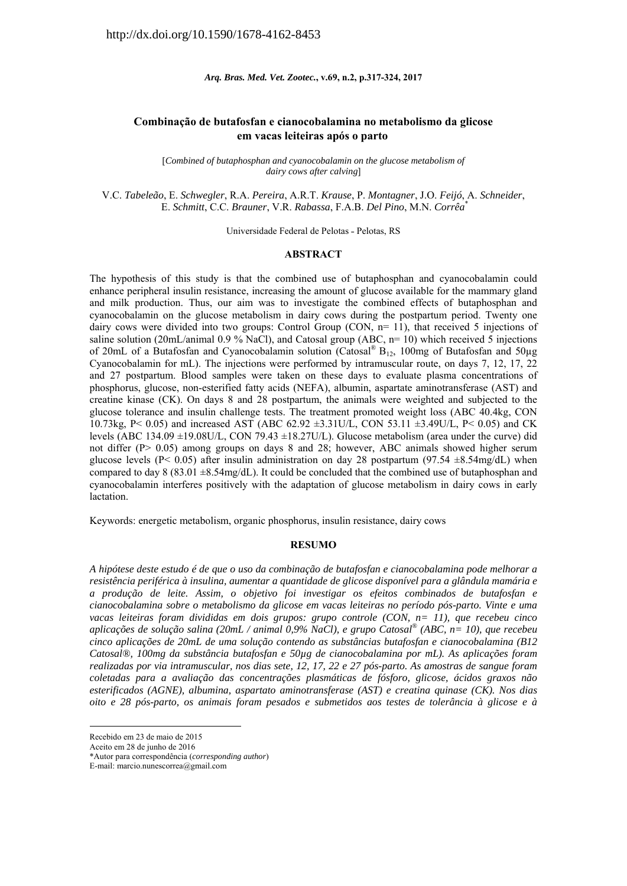http://dx.doi.org/10.1590/1678-4162-8453

# Combinação de butafosfan e cianocobalamina no metabolismo da glicose em vacas leiteiras após o parto

[*Combined of butaphosphan and cyanocobalamin on the glucose metabolism of dairy cows after calving*]

V.C. *Tabeleão*, E. *Schwegler*, R.A. *Pereira*, A.R.T. *Krause*, P. *Montagner*, J.O. *Feijó*, A. *Schneider*, E. *Schmitt*, C.C. *Brauner*, V.R. *Rabassa*, F.A.B. *Del Pino*, M.N. *Corrêa*[*]

Universidade Federal de Pelotas - Pelotas, RS

## ABSTRACT

The hypothesis of this study is that the combined use of butaphosphan and cyanocobalamin could enhance peripheral insulin resistance, increasing the amount of glucose available for the mammary gland and milk production. Thus, our aim was to investigate the combined effects of butaphosphan and cyanocobalamin on the glucose metabolism in dairy cows during the postpartum period. Twenty one dairy cows were divided into two groups: Control Group (CON, n= 11), that received 5 injections of saline solution (20mL/animal 0.9 % NaCl), and Catosal group (ABC, n= 10) which received 5 injections of 20mL of a Butafosfan and Cyanocobalamin solution (Catosal® $B_{12}$, 100mg of Butafosfan and 50µg Cyanocobalamin for mL). The injections were performed by intramuscular route, on days 7, 12, 17, 22 and 27 postpartum. Blood samples were taken on these days to evaluate plasma concentrations of phosphorus, glucose, non-esterified fatty acids (NEFA), albumin, aspartate aminotransferase (AST) and creatine kinase (CK). On days 8 and 28 postpartum, the animals were weighted and subjected to the glucose tolerance and insulin challenge tests. The treatment promoted weight loss (ABC 40.4kg, CON 10.73kg, P< 0.05) and increased AST (ABC 62.92 ±3.31U/L, CON 53.11 ±3.49U/L, P< 0.05) and CK levels (ABC 134.09 ±19.08U/L, CON 79.43 ±18.27U/L). Glucose metabolism (area under the curve) did not differ (P> 0.05) among groups on days 8 and 28; however, ABC animals showed higher serum glucose levels (P< 0.05) after insulin administration on day 28 postpartum (97.54 ±8.54mg/dL) when compared to day 8 (83.01 ±8.54mg/dL). It could be concluded that the combined use of butaphosphan and cyanocobalamin interferes positively with the adaptation of glucose metabolism in dairy cows in early lactation.

Keywords: energetic metabolism, organic phosphorus, insulin resistance, dairy cows

## RESUMO

*A hipótese deste estudo é de que o uso da combinação de butafosfan e cianocobalamina pode melhorar a resistência periférica à insulina, aumentar a quantidade de glicose disponível para a glândula mamária e a produção de leite. Assim, o objetivo foi investigar os efeitos combinados de butafosfan e cianocobalamina sobre o metabolismo da glicose em vacas leiteiras no período pós-parto. Vinte e uma vacas leiteiras foram divididas em dois grupos: grupo controle (CON, n= 11), que recebeu cinco aplicações de solução salina (20mL / animal 0,9% NaCl), e grupo Catosal® (ABC, n= 10), que recebeu cinco aplicações de 20mL de uma solução contendo as substâncias butafosfan e cianocobalamina (B12 Catosal®, 100mg da substância butafosfan e 50µg de cianocobalamina por mL). As aplicações foram realizadas por via intramuscular, nos dias sete, 12, 17, 22 e 27 pós-parto. As amostras de sangue foram coletadas para a avaliação das concentrações plasmáticas de fósforo, glicose, ácidos graxos não esterificados (AGNE), albumina, aspartato aminotransferase (AST) e creatina quinase (CK). Nos dias oito e 28 pós-parto, os animais foram pesados e submetidos aos testes de tolerância à glicose e à*

---

Recebido em 23 de maio de 2015
Aceito em 28 de junho de 2016
[*]Autor para correspondência (*corresponding author*)
E-mail: marcio.nunescorrea@gmail.com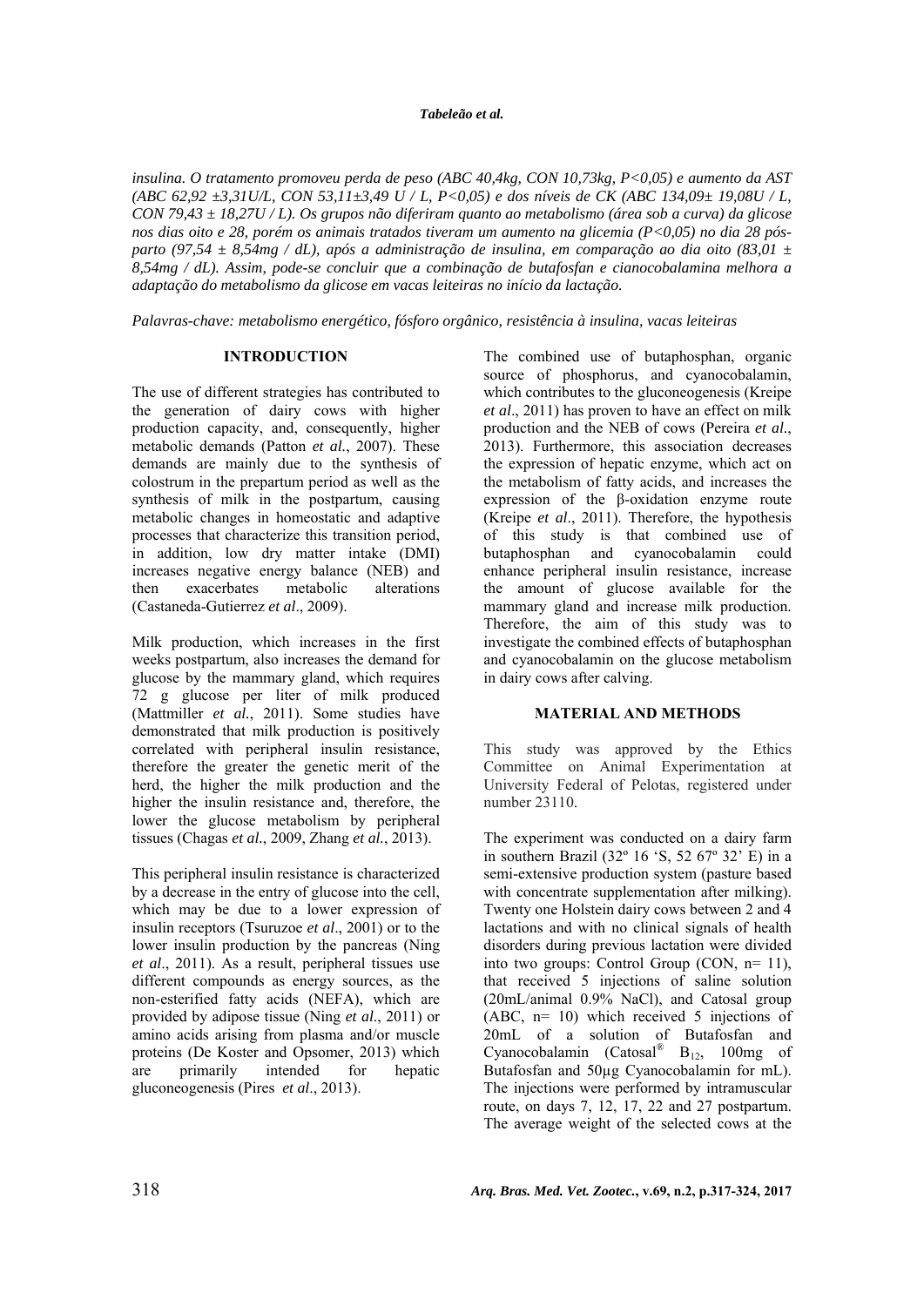*insulina. O tratamento promoveu perda de peso (ABC 40,4kg, CON 10,73kg, P<0,05) e aumento da AST (ABC 62,92 ±3,31U/L, CON 53,11±3,49 U / L, P<0,05) e dos níveis de CK (ABC 134,09± 19,08U / L, CON 79,43 ± 18,27U / L). Os grupos não diferiram quanto ao metabolismo (área sob a curva) da glicose nos dias oito e 28, porém os animais tratados tiveram um aumento na glicemia (P<0,05) no dia 28 pós-parto (97,54 ± 8,54mg / dL), após a administração de insulina, em comparação ao dia oito (83,01 ± 8,54mg / dL). Assim, pode-se concluir que a combinação de butafosfan e cianocobalamina melhora a adaptação do metabolismo da glicose em vacas leiteiras no início da lactação.*

*Palavras-chave: metabolismo energético, fósforo orgânico, resistência à insulina, vacas leiteiras*

## INTRODUCTION

The use of different strategies has contributed to the generation of dairy cows with higher production capacity, and, consequently, higher metabolic demands (Patton *et al.*, 2007). These demands are mainly due to the synthesis of colostrum in the prepartum period as well as the synthesis of milk in the postpartum, causing metabolic changes in homeostatic and adaptive processes that characterize this transition period, in addition, low dry matter intake (DMI) increases negative energy balance (NEB) and then exacerbates metabolic alterations (Castaneda-Gutierrez *et al*., 2009).

Milk production, which increases in the first weeks postpartum, also increases the demand for glucose by the mammary gland, which requires 72 g glucose per liter of milk produced (Mattmiller *et al.*, 2011). Some studies have demonstrated that milk production is positively correlated with peripheral insulin resistance, therefore the greater the genetic merit of the herd, the higher the milk production and the higher the insulin resistance and, therefore, the lower the glucose metabolism by peripheral tissues (Chagas *et al.*, 2009, Zhang *et al.*, 2013).

This peripheral insulin resistance is characterized by a decrease in the entry of glucose into the cell, which may be due to a lower expression of insulin receptors (Tsuruzoe *et al*., 2001) or to the lower insulin production by the pancreas (Ning *et al*., 2011). As a result, peripheral tissues use different compounds as energy sources, as the non-esterified fatty acids (NEFA), which are provided by adipose tissue (Ning *et al*., 2011) or amino acids arising from plasma and/or muscle proteins (De Koster and Opsomer, 2013) which are primarily intended for hepatic gluconeogenesis (Pires *et al*., 2013).

The combined use of butaphosphan, organic source of phosphorus, and cyanocobalamin, which contributes to the gluconeogenesis (Kreipe *et al*., 2011) has proven to have an effect on milk production and the NEB of cows (Pereira *et al.*, 2013). Furthermore, this association decreases the expression of hepatic enzyme, which act on the metabolism of fatty acids, and increases the expression of the β-oxidation enzyme route (Kreipe *et al*., 2011). Therefore, the hypothesis of this study is that combined use of butaphosphan and cyanocobalamin could enhance peripheral insulin resistance, increase the amount of glucose available for the mammary gland and increase milk production. Therefore, the aim of this study was to investigate the combined effects of butaphosphan and cyanocobalamin on the glucose metabolism in dairy cows after calving.

## MATERIAL AND METHODS

This study was approved by the Ethics Committee on Animal Experimentation at University Federal of Pelotas, registered under number 23110.

The experiment was conducted on a dairy farm in southern Brazil (32º 16 'S, 52 67º 32' E) in a semi-extensive production system (pasture based with concentrate supplementation after milking). Twenty one Holstein dairy cows between 2 and 4 lactations and with no clinical signals of health disorders during previous lactation were divided into two groups: Control Group (CON, n= 11), that received 5 injections of saline solution (20mL/animal 0.9% NaCl), and Catosal group (ABC, n= 10) which received 5 injections of 20mL of a solution of Butafosfan and Cyanocobalamin (Catosal® $B_{12}$, 100mg of Butafosfan and 50μg Cyanocobalamin for mL). The injections were performed by intramuscular route, on days 7, 12, 17, 22 and 27 postpartum. The average weight of the selected cows at the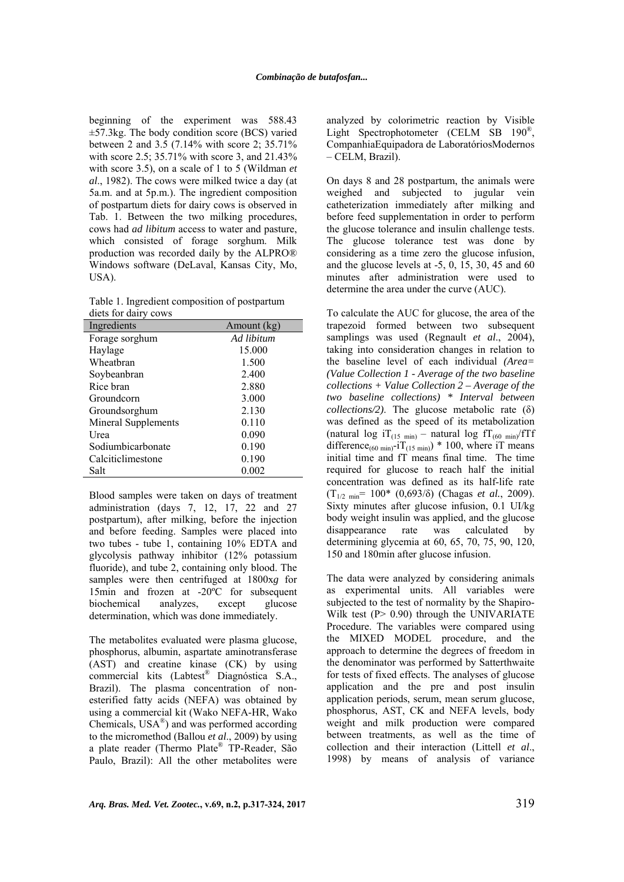beginning of the experiment was 588.43 ±57.3kg. The body condition score (BCS) varied between 2 and 3.5 (7.14% with score 2; 35.71% with score 2.5; 35.71% with score 3, and 21.43% with score 3.5), on a scale of 1 to 5 (Wildman *et al*., 1982). The cows were milked twice a day (at 5a.m. and at 5p.m.). The ingredient composition of postpartum diets for dairy cows is observed in Tab. 1. Between the two milking procedures, cows had *ad libitum* access to water and pasture, which consisted of forage sorghum. Milk production was recorded daily by the ALPRO® Windows software (DeLaval, Kansas City, Mo, USA).

Table 1. Ingredient composition of postpartum diets for dairy cows

| Ingredients | Amount (kg) |
|---|---|
| Forage sorghum | *Ad libitum* |
| Haylage | 15.000 |
| Wheatbran | 1.500 |
| Soybeanbran | 2.400 |
| Rice bran | 2.880 |
| Groundcorn | 3.000 |
| Groundsorghum | 2.130 |
| Mineral Supplements | 0.110 |
| Urea | 0.090 |
| Sodiumbicarbonate | 0.190 |
| Calciticlimestone | 0.190 |
| Salt | 0.002 |

Blood samples were taken on days of treatment administration (days 7, 12, 17, 22 and 27 postpartum), after milking, before the injection and before feeding. Samples were placed into two tubes - tube 1, containing 10% EDTA and glycolysis pathway inhibitor (12% potassium fluoride), and tube 2, containing only blood. The samples were then centrifuged at 1800x*g* for 15min and frozen at -20ºC for subsequent biochemical analyzes, except glucose determination, which was done immediately.

The metabolites evaluated were plasma glucose, phosphorus, albumin, aspartate aminotransferase (AST) and creatine kinase (CK) by using commercial kits (Labtest® Diagnóstica S.A., Brazil). The plasma concentration of non-esterified fatty acids (NEFA) was obtained by using a commercial kit (Wako NEFA-HR, Wako Chemicals, USA®) and was performed according to the micromethod (Ballou *et al*., 2009) by using a plate reader (Thermo Plate® TP-Reader, São Paulo, Brazil): All the other metabolites were analyzed by colorimetric reaction by Visible Light Spectrophotometer (CELM SB 190®, CompanhiaEquipadora de LaboratóriosModernos – CELM, Brazil).

On days 8 and 28 postpartum, the animals were weighed and subjected to jugular vein catheterization immediately after milking and before feed supplementation in order to perform the glucose tolerance and insulin challenge tests. The glucose tolerance test was done by considering as a time zero the glucose infusion, and the glucose levels at -5, 0, 15, 30, 45 and 60 minutes after administration were used to determine the area under the curve (AUC).

To calculate the AUC for glucose, the area of the trapezoid formed between two subsequent samplings was used (Regnault *et al*., 2004), taking into consideration changes in relation to the baseline level of each individual *(Area= (Value Collection 1 - Average of the two baseline collections + Value Collection 2 – Average of the two baseline collections) \* Interval between collections/2)*. The glucose metabolic rate (δ) was defined as the speed of its metabolization (natural log $iT_{(15\ min)}$ – natural log $fT_{(60\ min)}$/fTf difference$_{(60\ min)}$-$iT_{(15\ min)}$) * 100, where iT means initial time and fT means final time. The time required for glucose to reach half the initial concentration was defined as its half-life rate ($T_{1/2\ min}$= 100* (0,693/δ) (Chagas *et al*., 2009). Sixty minutes after glucose infusion, 0.1 UI/kg body weight insulin was applied, and the glucose disappearance rate was calculated by determining glycemia at 60, 65, 70, 75, 90, 120, 150 and 180min after glucose infusion.

The data were analyzed by considering animals as experimental units. All variables were subjected to the test of normality by the Shapiro-Wilk test (P> 0.90) through the UNIVARIATE Procedure. The variables were compared using the MIXED MODEL procedure, and the approach to determine the degrees of freedom in the denominator was performed by Satterthwaite for tests of fixed effects. The analyses of glucose application and the pre and post insulin application periods, serum, mean serum glucose, phosphorus, AST, CK and NEFA levels, body weight and milk production were compared between treatments, as well as the time of collection and their interaction (Littell *et al*., 1998) by means of analysis of variance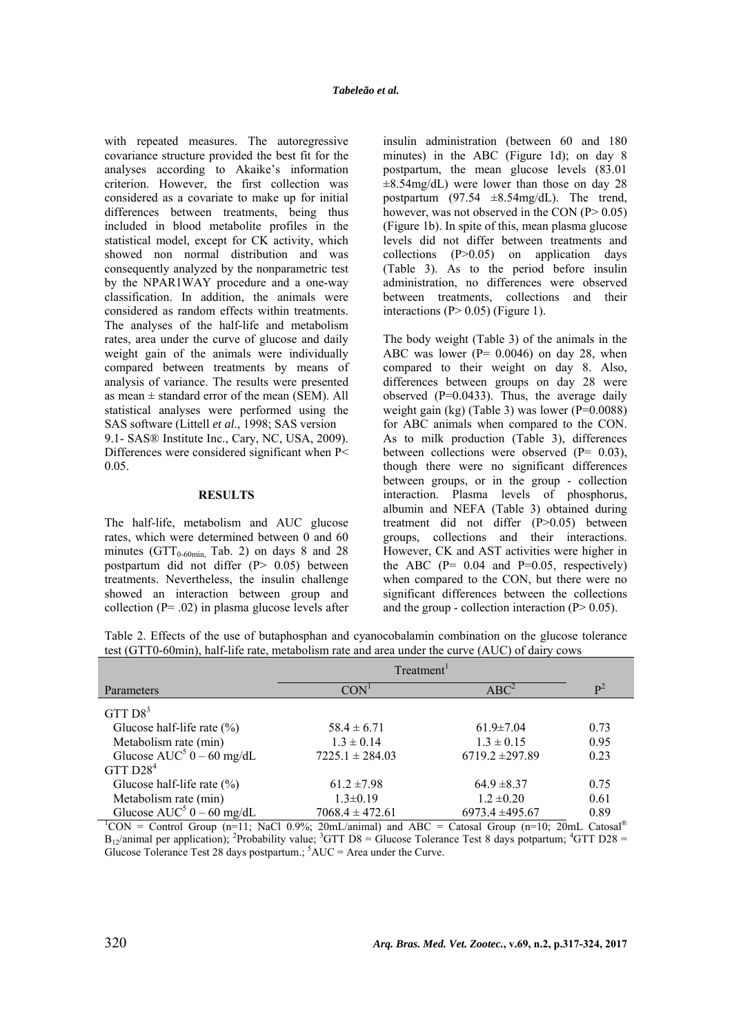with repeated measures. The autoregressive covariance structure provided the best fit for the analyses according to Akaike's information criterion. However, the first collection was considered as a covariate to make up for initial differences between treatments, being thus included in blood metabolite profiles in the statistical model, except for CK activity, which showed non normal distribution and was consequently analyzed by the nonparametric test by the NPAR1WAY procedure and a one-way classification. In addition, the animals were considered as random effects within treatments. The analyses of the half-life and metabolism rates, area under the curve of glucose and daily weight gain of the animals were individually compared between treatments by means of analysis of variance. The results were presented as mean ± standard error of the mean (SEM). All statistical analyses were performed using the SAS software (Littell *et al*., 1998; SAS version 9.1- SAS® Institute Inc., Cary, NC, USA, 2009). Differences were considered significant when $P < 0.05$.

## RESULTS

The half-life, metabolism and AUC glucose rates, which were determined between 0 and 60 minutes ($GTT_{0\text{-}60min}$, Tab. 2) on days 8 and 28 postpartum did not differ ($P > 0.05$) between treatments. Nevertheless, the insulin challenge showed an interaction between group and collection ($P = .02$) in plasma glucose levels after insulin administration (between 60 and 180 minutes) in the ABC (Figure 1d); on day 8 postpartum, the mean glucose levels (83.01 ±8.54mg/dL) were lower than those on day 28 postpartum (97.54 ±8.54mg/dL). The trend, however, was not observed in the CON ($P > 0.05$) (Figure 1b). In spite of this, mean plasma glucose levels did not differ between treatments and collections ($P > 0.05$) on application days (Table 3). As to the period before insulin administration, no differences were observed between treatments, collections and their interactions ($P > 0.05$) (Figure 1).

The body weight (Table 3) of the animals in the ABC was lower ($P = 0.0046$) on day 28, when compared to their weight on day 8. Also, differences between groups on day 28 were observed ($P = 0.0433$). Thus, the average daily weight gain (kg) (Table 3) was lower ($P = 0.0088$) for ABC animals when compared to the CON. As to milk production (Table 3), differences between collections were observed ($P = 0.03$), though there were no significant differences between groups, or in the group - collection interaction. Plasma levels of phosphorus, albumin and NEFA (Table 3) obtained during treatment did not differ ($P > 0.05$) between groups, collections and their interactions. However, CK and AST activities were higher in the ABC ($P = 0.04$ and $P = 0.05$, respectively) when compared to the CON, but there were no significant differences between the collections and the group - collection interaction ($P > 0.05$).

Table 2. Effects of the use of butaphospshan and cyanocobalamin combination on the glucose tolerance test (GTT0-60min), half-life rate, metabolism rate and area under the curve (AUC) of dairy cows

| | Treatment[1] | | |
|---|---|---|---|
| Parameters | CON[1] | ABC[2] | P[2] |
| GTT D8[3] | | | |
| Glucose half-life rate (%) | 58.4 ± 6.71 | 61.9±7.04 | 0.73 |
| Metabolism rate (min) | 1.3 ± 0.14 | 1.3 ± 0.15 | 0.95 |
| Glucose AUC[5] 0 – 60 mg/dL | 7225.1 ± 284.03 | 6719.2 ±297.89 | 0.23 |
| GTT D28[4] | | | |
| Glucose half-life rate (%) | 61.2 ±7.98 | 64.9 ±8.37 | 0.75 |
| Metabolism rate (min) | 1.3±0.19 | 1.2 ±0.20 | 0.61 |
| Glucose AUC[5] 0 – 60 mg/dL | 7068.4 ± 472.61 | 6973.4 ±495.67 | 0.89 |

[1]CON = Control Group (n=11; NaCl 0.9%; 20mL/animal) and ABC = Catosal Group (n=10; 20mL Catosal® $B_{12}$/animal per application); [2]Probability value; [3]GTT D8 = Glucose Tolerance Test 8 days potpartum; [4]GTT D28 = Glucose Tolerance Test 28 days postpartum.; [5]AUC = Area under the Curve.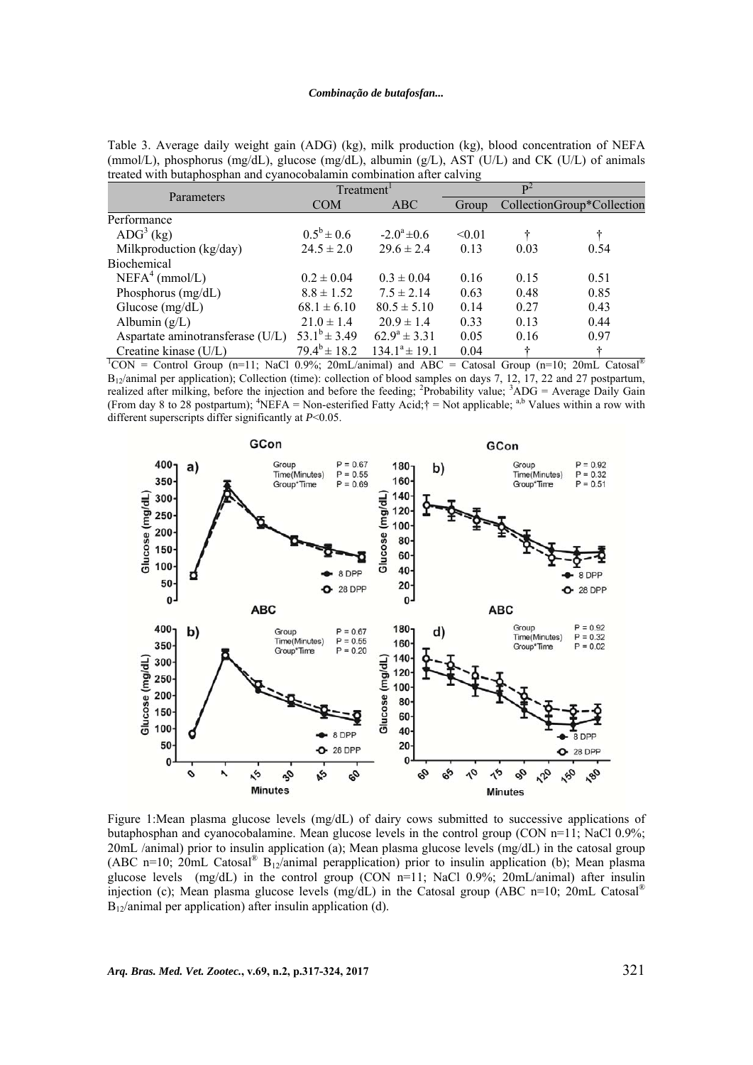Table 3. Average daily weight gain (ADG) (kg), milk production (kg), blood concentration of NEFA (mmol/L), phosphorus (mg/dL), glucose (mg/dL), albumin (g/L), AST (U/L) and CK (U/L) of animals treated with butaphosphan and cyanocobalamin combination after calving

| Parameters | Treatment[1] | | P[2] | | |
|---|---|---|---|---|---|
| | COM | ABC | Group | Collection | Group*Collection |
| Performance | | | | | |
| ADG[3] (kg) | $0.5^b \pm 0.6$ | $-2.0^a \pm 0.6$ | <0.01 | † | † |
| Milkproduction (kg/day) | $24.5 \pm 2.0$ | $29.6 \pm 2.4$ | 0.13 | 0.03 | 0.54 |
| Biochemical | | | | | |
| NEFA[4] (mmol/L) | $0.2 \pm 0.04$ | $0.3 \pm 0.04$ | 0.16 | 0.15 | 0.51 |
| Phosphorus (mg/dL) | $8.8 \pm 1.52$ | $7.5 \pm 2.14$ | 0.63 | 0.48 | 0.85 |
| Glucose (mg/dL) | $68.1 \pm 6.10$ | $80.5 \pm 5.10$ | 0.14 | 0.27 | 0.43 |
| Albumin (g/L) | $21.0 \pm 1.4$ | $20.9 \pm 1.4$ | 0.33 | 0.13 | 0.44 |
| Aspartate aminotransferase (U/L) | $53.1^b \pm 3.49$ | $62.9^a \pm 3.31$ | 0.05 | 0.16 | 0.97 |
| Creatine kinase (U/L) | $79.4^b \pm 18.2$ | $134.1^a \pm 19.1$ | 0.04 | † | † |

[1]CON = Control Group (n=11; NaCl 0.9%; 20mL/animal) and ABC = Catosal Group (n=10; 20mL Catosal® $B_{12}$/animal per application); Collection (time): collection of blood samples on days 7, 12, 17, 22 and 27 postpartum, realized after milking, before the injection and before the feeding; [2]Probability value; [3]ADG = Average Daily Gain (From day 8 to 28 postpartum); [4]NEFA = Non-esterified Fatty Acid; † = Not applicable; [a,b] Values within a row with different superscripts differ significantly at $P<0.05$.

Figure 1:Mean plasma glucose levels (mg/dL) of dairy cows submitted to successive applications of butaphosphan and cyanocobalamine. Mean glucose levels in the control group (CON n=11; NaCl 0.9%; 20mL /animal) prior to insulin application (a); Mean plasma glucose levels (mg/dL) in the catosal group (ABC n=10; 20mL Catosal® $B_{12}$/animal perapplication) prior to insulin application (b); Mean plasma glucose levels (mg/dL) in the control group (CON n=11; NaCl 0.9%; 20mL/animal) after insulin injection (c); Mean plasma glucose levels (mg/dL) in the Catosal group (ABC n=10; 20mL Catosal® $B_{12}$/animal per application) after insulin application (d).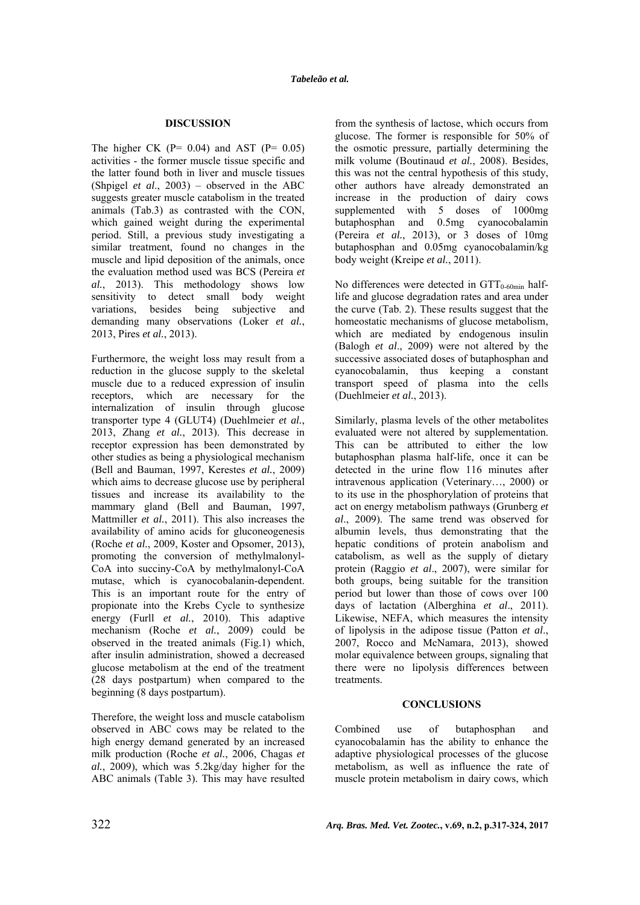## DISCUSSION

The higher CK (P= 0.04) and AST (P= 0.05) activities - the former muscle tissue specific and the latter found both in liver and muscle tissues (Shpigel *et al.*, 2003) – observed in the ABC suggests greater muscle catabolism in the treated animals (Tab.3) as contrasted with the CON, which gained weight during the experimental period. Still, a previous study investigating a similar treatment, found no changes in the muscle and lipid deposition of the animals, once the evaluation method used was BCS (Pereira *et al.*, 2013). This methodology shows low sensitivity to detect small body weight variations, besides being subjective and demanding many observations (Loker *et al.*, 2013, Pires *et al.*, 2013).

Furthermore, the weight loss may result from a reduction in the glucose supply to the skeletal muscle due to a reduced expression of insulin receptors, which are necessary for the internalization of insulin through glucose transporter type 4 (GLUT4) (Duehlmeier *et al.*, 2013, Zhang *et al.*, 2013). This decrease in receptor expression has been demonstrated by other studies as being a physiological mechanism (Bell and Bauman, 1997, Kerestes *et al.*, 2009) which aims to decrease glucose use by peripheral tissues and increase its availability to the mammary gland (Bell and Bauman, 1997, Mattmiller *et al.*, 2011). This also increases the availability of amino acids for gluconeogenesis (Roche *et al.*, 2009, Koster and Opsomer, 2013), promoting the conversion of methylmalonyl-CoA into succiny-CoA by methylmalonyl-CoA mutase, which is cyanocobalanin-dependent. This is an important route for the entry of propionate into the Krebs Cycle to synthesize energy (Furll *et al.*, 2010). This adaptive mechanism (Roche *et al.*, 2009) could be observed in the treated animals (Fig.1) which, after insulin administration, showed a decreased glucose metabolism at the end of the treatment (28 days postpartum) when compared to the beginning (8 days postpartum).

Therefore, the weight loss and muscle catabolism observed in ABC cows may be related to the high energy demand generated by an increased milk production (Roche *et al.*, 2006, Chagas *et al.*, 2009), which was 5.2kg/day higher for the ABC animals (Table 3). This may have resulted from the synthesis of lactose, which occurs from glucose. The former is responsible for 50% of the osmotic pressure, partially determining the milk volume (Boutinaud *et al.*, 2008). Besides, this was not the central hypothesis of this study, other authors have already demonstrated an increase in the production of dairy cows supplemented with 5 doses of 1000mg butaphosphan and 0.5mg cyanocobalamin (Pereira *et al.*, 2013), or 3 doses of 10mg butaphosphan and 0.05mg cyanocobalamin/kg body weight (Kreipe *et al.*, 2011).

No differences were detected in $GTT_{0\text{-}60min}$ half-life and glucose degradation rates and area under the curve (Tab. 2). These results suggest that the homeostatic mechanisms of glucose metabolism, which are mediated by endogenous insulin (Balogh *et al*., 2009) were not altered by the successive associated doses of butaphosphan and cyanocobalamin, thus keeping a constant transport speed of plasma into the cells (Duehlmeier *et al.*, 2013).

Similarly, plasma levels of the other metabolites evaluated were not altered by supplementation. This can be attributed to either the low butaphosphan plasma half-life, once it can be detected in the urine flow 116 minutes after intravenous application (Veterinary…, 2000) or to its use in the phosphorylation of proteins that act on energy metabolism pathways (Grunberg *et al*., 2009). The same trend was observed for albumin levels, thus demonstrating that the hepatic conditions of protein anabolism and catabolism, as well as the supply of dietary protein (Raggio *et al*., 2007), were similar for both groups, being suitable for the transition period but lower than those of cows over 100 days of lactation (Alberghina *et al*., 2011). Likewise, NEFA, which measures the intensity of lipolysis in the adipose tissue (Patton *et al*., 2007, Rocco and McNamara, 2013), showed molar equivalence between groups, signaling that there were no lipolysis differences between treatments.

## CONCLUSIONS

Combined use of butaphosphan and cyanocobalamin has the ability to enhance the adaptive physiological processes of the glucose metabolism, as well as influence the rate of muscle protein metabolism in dairy cows, which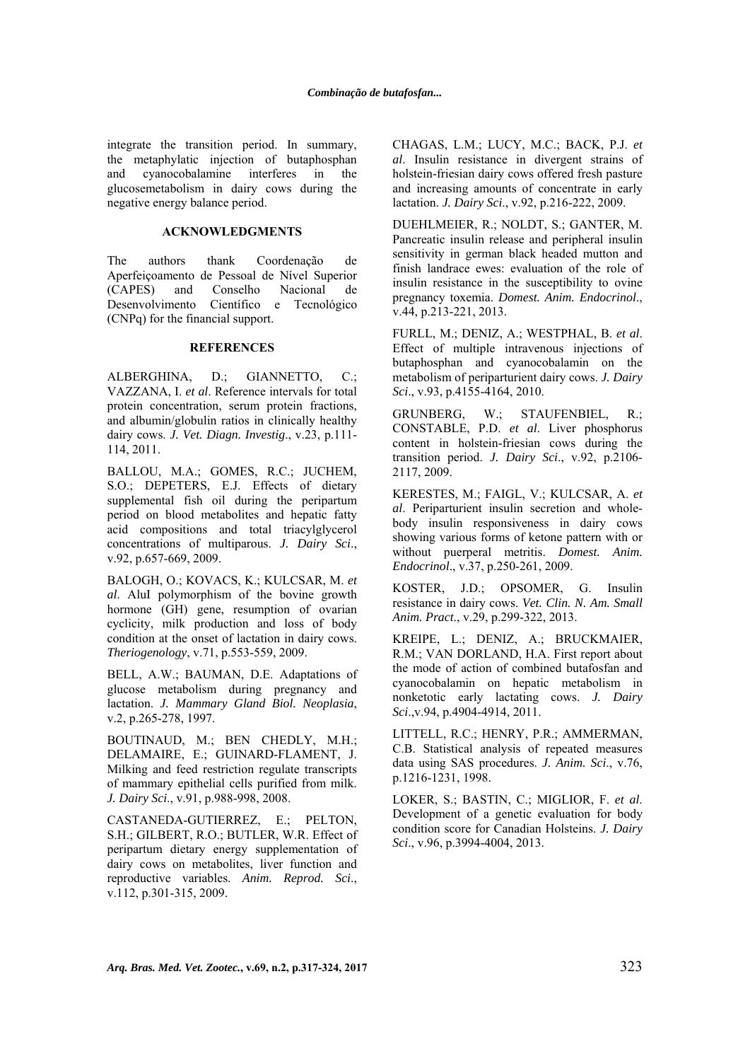integrate the transition period. In summary, the metaphylatic injection of butaphosphan and cyanocobalamine interferes in the glucosemetabolism in dairy cows during the negative energy balance period.

## ACKNOWLEDGMENTS

The authors thank Coordenação de Aperfeiçoamento de Pessoal de Nível Superior (CAPES) and Conselho Nacional de Desenvolvimento Científico e Tecnológico (CNPq) for the financial support.

## REFERENCES

ALBERGHINA, D.; GIANNETTO, C.; VAZZANA, I. *et al*. Reference intervals for total protein concentration, serum protein fractions, and albumin/globulin ratios in clinically healthy dairy cows. *J. Vet. Diagn. Investig*., v.23, p.111-114, 2011.

BALLOU, M.A.; GOMES, R.C.; JUCHEM, S.O.; DEPETERS, E.J. Effects of dietary supplemental fish oil during the peripartum period on blood metabolites and hepatic fatty acid compositions and total triacylglycerol concentrations of multiparous. *J. Dairy Sci*., v.92, p.657-669, 2009.

BALOGH, O.; KOVACS, K.; KULCSAR, M. *et al*. AluI polymorphism of the bovine growth hormone (GH) gene, resumption of ovarian cyclicity, milk production and loss of body condition at the onset of lactation in dairy cows. *Theriogenology*, v.71, p.553-559, 2009.

BELL, A.W.; BAUMAN, D.E. Adaptations of glucose metabolism during pregnancy and lactation. *J. Mammary Gland Biol. Neoplasia*, v.2, p.265-278, 1997.

BOUTINAUD, M.; BEN CHEDLY, M.H.; DELAMAIRE, E.; GUINARD-FLAMENT, J. Milking and feed restriction regulate transcripts of mammary epithelial cells purified from milk. *J. Dairy Sci*., v.91, p.988-998, 2008.

CASTANEDA-GUTIERREZ, E.; PELTON, S.H.; GILBERT, R.O.; BUTLER, W.R. Effect of peripartum dietary energy supplementation of dairy cows on metabolites, liver function and reproductive variables. *Anim. Reprod. Sci*., v.112, p.301-315, 2009.

CHAGAS, L.M.; LUCY, M.C.; BACK, P.J. *et al*. Insulin resistance in divergent strains of holstein-friesian dairy cows offered fresh pasture and increasing amounts of concentrate in early lactation. *J. Dairy Sci*., v.92, p.216-222, 2009.

DUEHLMEIER, R.; NOLDT, S.; GANTER, M. Pancreatic insulin release and peripheral insulin sensitivity in german black headed mutton and finish landrace ewes: evaluation of the role of insulin resistance in the susceptibility to ovine pregnancy toxemia. *Domest. Anim. Endocrinol*., v.44, p.213-221, 2013.

FURLL, M.; DENIZ, A.; WESTPHAL, B. *et al*. Effect of multiple intravenous injections of butaphosphan and cyanocobalamin on the metabolism of periparturient dairy cows. *J. Dairy Sci*., v.93, p.4155-4164, 2010.

GRUNBERG, W.; STAUFENBIEL, R.; CONSTABLE, P.D. *et al*. Liver phosphorus content in holstein-friesian cows during the transition period. *J. Dairy Sci*., v.92, p.2106-2117, 2009.

KERESTES, M.; FAIGL, V.; KULCSAR, A. *et al*. Periparturient insulin secretion and whole-body insulin responsiveness in dairy cows showing various forms of ketone pattern with or without puerperal metritis. *Domest. Anim. Endocrinol*., v.37, p.250-261, 2009.

KOSTER, J.D.; OPSOMER, G. Insulin resistance in dairy cows. *Vet. Clin. N. Am. Small Anim. Pract*., v.29, p.299-322, 2013.

KREIPE, L.; DENIZ, A.; BRUCKMAIER, R.M.; VAN DORLAND, H.A. First report about the mode of action of combined butafosfan and cyanocobalamin on hepatic metabolism in nonketotic early lactating cows. *J. Dairy Sci*.,v.94, p.4904-4914, 2011.

LITTELL, R.C.; HENRY, P.R.; AMMERMAN, C.B. Statistical analysis of repeated measures data using SAS procedures. *J. Anim. Sci*., v.76, p.1216-1231, 1998.

LOKER, S.; BASTIN, C.; MIGLIOR, F. *et al*. Development of a genetic evaluation for body condition score for Canadian Holsteins. *J. Dairy Sci*., v.96, p.3994-4004, 2013.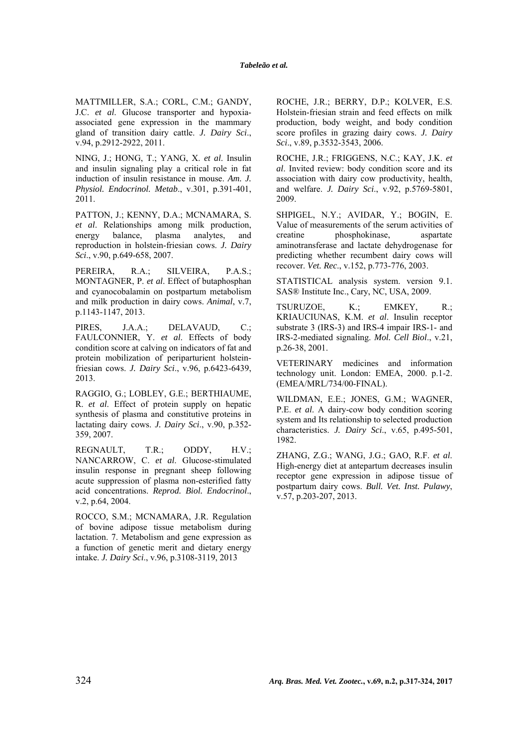MATTMILLER, S.A.; CORL, C.M.; GANDY, J.C. *et al*. Glucose transporter and hypoxia-associated gene expression in the mammary gland of transition dairy cattle. *J. Dairy Sci*., v.94, p.2912-2922, 2011.

NING, J.; HONG, T.; YANG, X. *et al*. Insulin and insulin signaling play a critical role in fat induction of insulin resistance in mouse. *Am. J. Physiol. Endocrinol. Metab*., v.301, p.391-401, 2011.

PATTON, J.; KENNY, D.A.; MCNAMARA, S. *et al*. Relationships among milk production, energy balance, plasma analytes, and reproduction in holstein-friesian cows. *J. Dairy Sci*., v.90, p.649-658, 2007.

PEREIRA, R.A.; SILVEIRA, P.A.S.; MONTAGNER, P. *et al*. Effect of butaphosphan and cyanocobalamin on postpartum metabolism and milk production in dairy cows. *Animal*, v.7, p.1143-1147, 2013.

PIRES, J.A.A.; DELAVAUD, C.; FAULCONNIER, Y. *et al*. Effects of body condition score at calving on indicators of fat and protein mobilization of periparturient holstein-friesian cows. *J. Dairy Sci*., v.96, p.6423-6439, 2013.

RAGGIO, G.; LOBLEY, G.E.; BERTHIAUME, R. *et al*. Effect of protein supply on hepatic synthesis of plasma and constitutive proteins in lactating dairy cows. *J. Dairy Sci*., v.90, p.352-359, 2007.

REGNAULT, T.R.; ODDY, H.V.; NANCARROW, C. *et al*. Glucose-stimulated insulin response in pregnant sheep following acute suppression of plasma non-esterified fatty acid concentrations. *Reprod. Biol. Endocrinol*., v.2, p.64, 2004.

ROCCO, S.M.; MCNAMARA, J.R. Regulation of bovine adipose tissue metabolism during lactation. 7. Metabolism and gene expression as a function of genetic merit and dietary energy intake. *J. Dairy Sci*., v.96, p.3108-3119, 2013

ROCHE, J.R.; BERRY, D.P.; KOLVER, E.S. Holstein-friesian strain and feed effects on milk production, body weight, and body condition score profiles in grazing dairy cows. *J. Dairy Sci*., v.89, p.3532-3543, 2006.

ROCHE, J.R.; FRIGGENS, N.C.; KAY, J.K. *et al*. Invited review: body condition score and its association with dairy cow productivity, health, and welfare. *J. Dairy Sci*., v.92, p.5769-5801, 2009.

SHPIGEL, N.Y.; AVIDAR, Y.; BOGIN, E. Value of measurements of the serum activities of creatine phosphokinase, aspartate aminotransferase and lactate dehydrogenase for predicting whether recumbent dairy cows will recover. *Vet. Rec*., v.152, p.773-776, 2003.

STATISTICAL analysis system. version 9.1. SAS® Institute Inc., Cary, NC, USA, 2009.

TSURUZOE, K.; EMKEY, R.; KRIAUCIUNAS, K.M. *et al*. Insulin receptor substrate 3 (IRS-3) and IRS-4 impair IRS-1- and IRS-2-mediated signaling. *Mol. Cell Biol*., v.21, p.26-38, 2001.

VETERINARY medicines and information technology unit. London: EMEA, 2000. p.1-2. (EMEA/MRL/734/00-FINAL).

WILDMAN, E.E.; JONES, G.M.; WAGNER, P.E. *et al*. A dairy-cow body condition scoring system and Its relationship to selected production characteristics. *J. Dairy Sci*., v.65, p.495-501, 1982.

ZHANG, Z.G.; WANG, J.G.; GAO, R.F. *et al*. High-energy diet at antepartum decreases insulin receptor gene expression in adipose tissue of postpartum dairy cows. *Bull. Vet. Inst. Pulawy*, v.57, p.203-207, 2013.